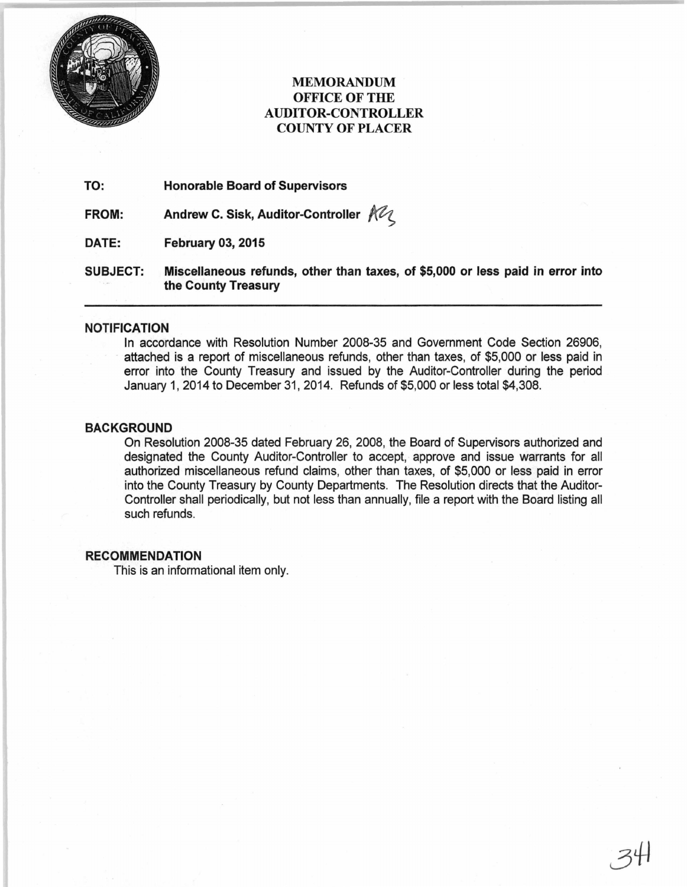# MEMORANDUM
# OFFICE OF THE AUDITOR-CONTROLLER
# COUNTY OF PLACER

**TO:** **Honorable Board of Supervisors**

**FROM:** **Andrew C. Sisk, Auditor-Controller**

**DATE:** **February 03, 2015**

**SUBJECT:** **Miscellaneous refunds, other than taxes, of $5,000 or less paid in error into the County Treasury**

---

## NOTIFICATION

In accordance with Resolution Number 2008-35 and Government Code Section 26906, attached is a report of miscellaneous refunds, other than taxes, of $5,000 or less paid in error into the County Treasury and issued by the Auditor-Controller during the period January 1, 2014 to December 31, 2014. Refunds of $5,000 or less total $4,308.

## BACKGROUND

On Resolution 2008-35 dated February 26, 2008, the Board of Supervisors authorized and designated the County Auditor-Controller to accept, approve and issue warrants for all authorized miscellaneous refund claims, other than taxes, of $5,000 or less paid in error into the County Treasury by County Departments. The Resolution directs that the Auditor-Controller shall periodically, but not less than annually, file a report with the Board listing all such refunds.

## RECOMMENDATION

This is an informational item only.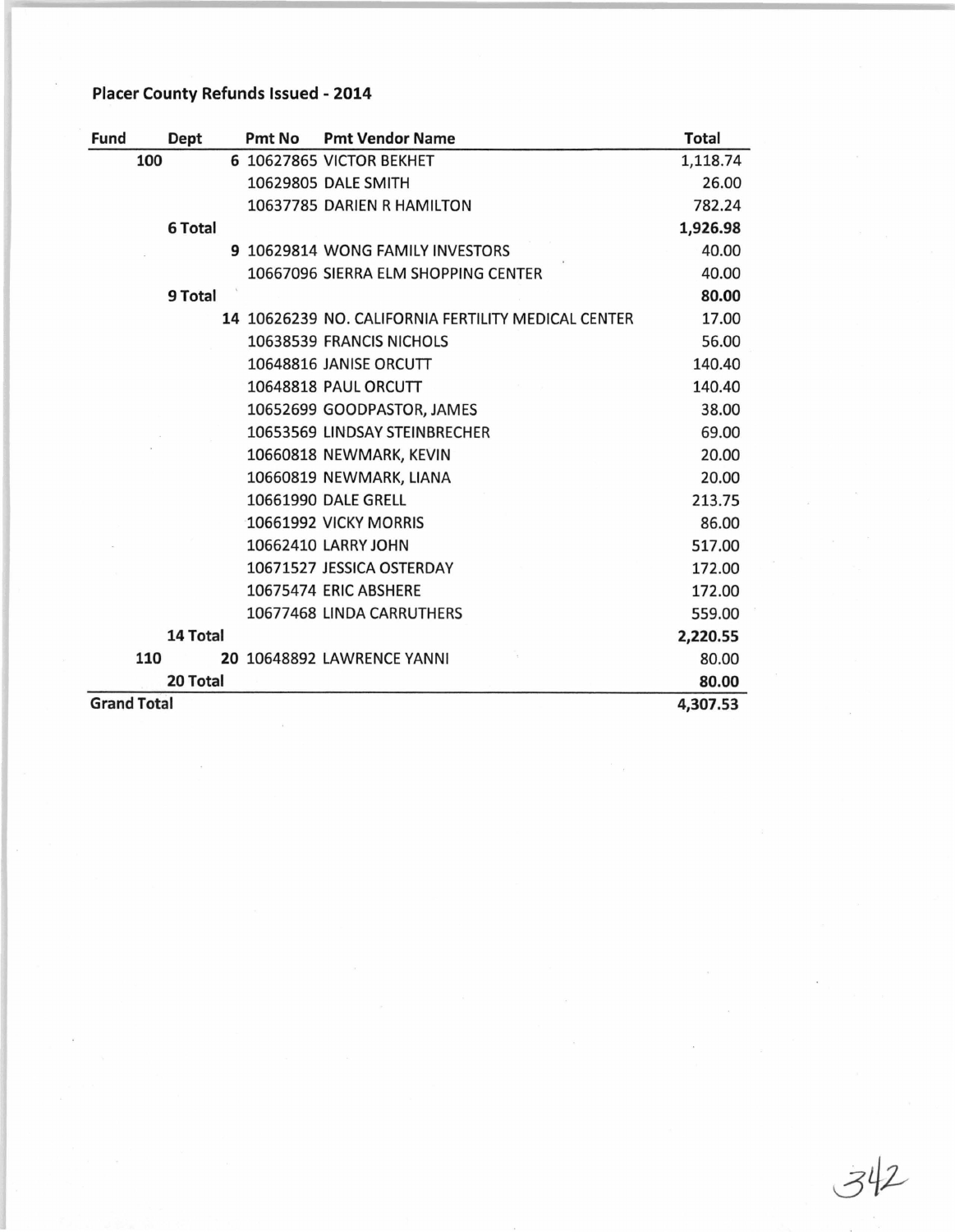**Placer County Refunds Issued - 2014**

| Fund | Dept | Pmt No | Pmt Vendor Name | Total |
|---|---|---|---|---|
| 100 | 6 | 10627865 | VICTOR BEKHET | 1,118.74 |
| | | 10629805 | DALE SMITH | 26.00 |
| | | 10637785 | DARIEN R HAMILTON | 782.24 |
| | **6 Total** | | | **1,926.98** |
| | 9 | 10629814 | WONG FAMILY INVESTORS | 40.00 |
| | | 10667096 | SIERRA ELM SHOPPING CENTER | 40.00 |
| | **9 Total** | | | **80.00** |
| | 14 | 10626239 | NO. CALIFORNIA FERTILITY MEDICAL CENTER | 17.00 |
| | | 10638539 | FRANCIS NICHOLS | 56.00 |
| | | 10648816 | JANISE ORCUTT | 140.40 |
| | | 10648818 | PAUL ORCUTT | 140.40 |
| | | 10652699 | GOODPASTOR, JAMES | 38.00 |
| | | 10653569 | LINDSAY STEINBRECHER | 69.00 |
| | | 10660818 | NEWMARK, KEVIN | 20.00 |
| | | 10660819 | NEWMARK, LIANA | 20.00 |
| | | 10661990 | DALE GRELL | 213.75 |
| | | 10661992 | VICKY MORRIS | 86.00 |
| | | 10662410 | LARRY JOHN | 517.00 |
| | | 10671527 | JESSICA OSTERDAY | 172.00 |
| | | 10675474 | ERIC ABSHERE | 172.00 |
| | | 10677468 | LINDA CARRUTHERS | 559.00 |
| | **14 Total** | | | **2,220.55** |
| 110 | 20 | 10648892 | LAWRENCE YANNI | 80.00 |
| | **20 Total** | | | **80.00** |
| **Grand Total** | | | | **4,307.53** |